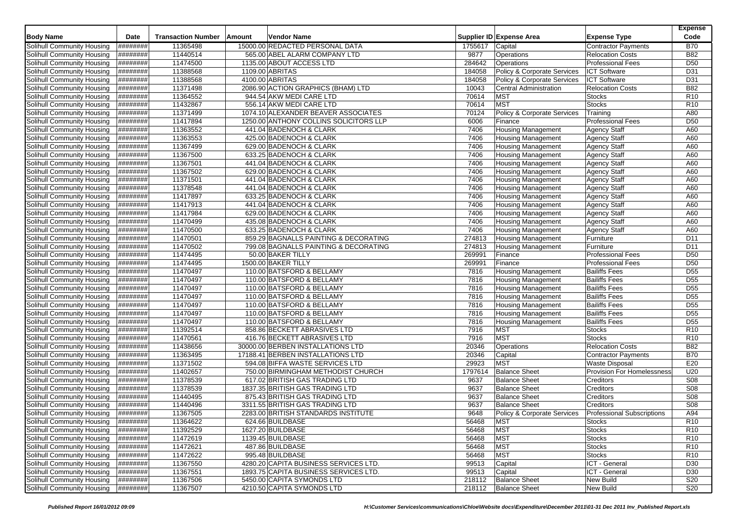| Body Name | Date | Transaction Number | Amount | Vendor Name | Supplier ID | Expense Area | Expense Type | Expense Code |
|---|---|---|---|---|---|---|---|---|
| Solihull Community Housing | ######## | 11365498 | 15000.00 | REDACTED PERSONAL DATA | 1755617 | Capital | Contractor Payments | B70 |
| Solihull Community Housing | ######## | 11440514 | 565.00 | ABEL ALARM COMPANY LTD | 9877 | Operations | Relocation Costs | B82 |
| Solihull Community Housing | ######## | 11474500 | 1135.00 | ABOUT ACCESS LTD | 284642 | Operations | Professional Fees | D50 |
| Solihull Community Housing | ######## | 11388568 | 1109.00 | ABRITAS | 184058 | Policy & Corporate Services | ICT Software | D31 |
| Solihull Community Housing | ######## | 11388568 | 4100.00 | ABRITAS | 184058 | Policy & Corporate Services | ICT Software | D31 |
| Solihull Community Housing | ######## | 11371498 | 2086.90 | ACTION GRAPHICS (BHAM) LTD | 10043 | Central Administration | Relocation Costs | B82 |
| Solihull Community Housing | ######## | 11364552 | 944.54 | AKW MEDI CARE LTD | 70614 | MST | Stocks | R10 |
| Solihull Community Housing | ######## | 11432867 | 556.14 | AKW MEDI CARE LTD | 70614 | MST | Stocks | R10 |
| Solihull Community Housing | ######## | 11371499 | 1074.10 | ALEXANDER BEAVER ASSOCIATES | 70124 | Policy & Corporate Services | Training | A80 |
| Solihull Community Housing | ######## | 11417894 | 1250.00 | ANTHONY COLLINS SOLICITORS LLP | 6006 | Finance | Professional Fees | D50 |
| Solihull Community Housing | ######## | 11363552 | 441.04 | BADENOCH & CLARK | 7406 | Housing Management | Agency Staff | A60 |
| Solihull Community Housing | ######## | 11363553 | 425.00 | BADENOCH & CLARK | 7406 | Housing Management | Agency Staff | A60 |
| Solihull Community Housing | ######## | 11367499 | 629.00 | BADENOCH & CLARK | 7406 | Housing Management | Agency Staff | A60 |
| Solihull Community Housing | ######## | 11367500 | 633.25 | BADENOCH & CLARK | 7406 | Housing Management | Agency Staff | A60 |
| Solihull Community Housing | ######## | 11367501 | 441.04 | BADENOCH & CLARK | 7406 | Housing Management | Agency Staff | A60 |
| Solihull Community Housing | ######## | 11367502 | 629.00 | BADENOCH & CLARK | 7406 | Housing Management | Agency Staff | A60 |
| Solihull Community Housing | ######## | 11371501 | 441.04 | BADENOCH & CLARK | 7406 | Housing Management | Agency Staff | A60 |
| Solihull Community Housing | ######## | 11378548 | 441.04 | BADENOCH & CLARK | 7406 | Housing Management | Agency Staff | A60 |
| Solihull Community Housing | ######## | 11417897 | 633.25 | BADENOCH & CLARK | 7406 | Housing Management | Agency Staff | A60 |
| Solihull Community Housing | ######## | 11417913 | 441.04 | BADENOCH & CLARK | 7406 | Housing Management | Agency Staff | A60 |
| Solihull Community Housing | ######## | 11417984 | 629.00 | BADENOCH & CLARK | 7406 | Housing Management | Agency Staff | A60 |
| Solihull Community Housing | ######## | 11470499 | 435.08 | BADENOCH & CLARK | 7406 | Housing Management | Agency Staff | A60 |
| Solihull Community Housing | ######## | 11470500 | 633.25 | BADENOCH & CLARK | 7406 | Housing Management | Agency Staff | A60 |
| Solihull Community Housing | ######## | 11470501 | 859.29 | BAGNALLS PAINTING & DECORATING | 274813 | Housing Management | Furniture | D11 |
| Solihull Community Housing | ######## | 11470502 | 799.08 | BAGNALLS PAINTING & DECORATING | 274813 | Housing Management | Furniture | D11 |
| Solihull Community Housing | ######## | 11474495 | 50.00 | BAKER TILLY | 269991 | Finance | Professional Fees | D50 |
| Solihull Community Housing | ######## | 11474495 | 1500.00 | BAKER TILLY | 269991 | Finance | Professional Fees | D50 |
| Solihull Community Housing | ######## | 11470497 | 110.00 | BATSFORD & BELLAMY | 7816 | Housing Management | Bailiffs Fees | D55 |
| Solihull Community Housing | ######## | 11470497 | 110.00 | BATSFORD & BELLAMY | 7816 | Housing Management | Bailiffs Fees | D55 |
| Solihull Community Housing | ######## | 11470497 | 110.00 | BATSFORD & BELLAMY | 7816 | Housing Management | Bailiffs Fees | D55 |
| Solihull Community Housing | ######## | 11470497 | 110.00 | BATSFORD & BELLAMY | 7816 | Housing Management | Bailiffs Fees | D55 |
| Solihull Community Housing | ######## | 11470497 | 110.00 | BATSFORD & BELLAMY | 7816 | Housing Management | Bailiffs Fees | D55 |
| Solihull Community Housing | ######## | 11470497 | 110.00 | BATSFORD & BELLAMY | 7816 | Housing Management | Bailiffs Fees | D55 |
| Solihull Community Housing | ######## | 11470497 | 110.00 | BATSFORD & BELLAMY | 7816 | Housing Management | Bailiffs Fees | D55 |
| Solihull Community Housing | ######## | 11392514 | 858.86 | BECKETT ABRASIVES LTD | 7916 | MST | Stocks | R10 |
| Solihull Community Housing | ######## | 11470561 | 416.76 | BECKETT ABRASIVES LTD | 7916 | MST | Stocks | R10 |
| Solihull Community Housing | ######## | 11438656 | 30000.00 | BERBEN INSTALLATIONS LTD | 20346 | Operations | Relocation Costs | B82 |
| Solihull Community Housing | ######## | 11363495 | 17188.41 | BERBEN INSTALLATIONS LTD | 20346 | Capital | Contractor Payments | B70 |
| Solihull Community Housing | ######## | 11371502 | 594.08 | BIFFA WASTE SERVICES LTD | 29923 | MST | Waste Disposal | E20 |
| Solihull Community Housing | ######## | 11402657 | 750.00 | BIRMINGHAM METHODIST CHURCH | 1797614 | Balance Sheet | Provision For Homelessness | U20 |
| Solihull Community Housing | ######## | 11378539 | 617.02 | BRITISH GAS TRADING LTD | 9637 | Balance Sheet | Creditors | S08 |
| Solihull Community Housing | ######## | 11378539 | 1837.35 | BRITISH GAS TRADING LTD | 9637 | Balance Sheet | Creditors | S08 |
| Solihull Community Housing | ######## | 11440495 | 875.43 | BRITISH GAS TRADING LTD | 9637 | Balance Sheet | Creditors | S08 |
| Solihull Community Housing | ######## | 11440496 | 3311.55 | BRITISH GAS TRADING LTD | 9637 | Balance Sheet | Creditors | S08 |
| Solihull Community Housing | ######## | 11367505 | 2283.00 | BRITISH STANDARDS INSTITUTE | 9648 | Policy & Corporate Services | Professional Subscriptions | A94 |
| Solihull Community Housing | ######## | 11364622 | 624.66 | BUILDBASE | 56468 | MST | Stocks | R10 |
| Solihull Community Housing | ######## | 11392529 | 1627.20 | BUILDBASE | 56468 | MST | Stocks | R10 |
| Solihull Community Housing | ######## | 11472619 | 1139.45 | BUILDBASE | 56468 | MST | Stocks | R10 |
| Solihull Community Housing | ######## | 11472621 | 487.86 | BUILDBASE | 56468 | MST | Stocks | R10 |
| Solihull Community Housing | ######## | 11472622 | 995.48 | BUILDBASE | 56468 | MST | Stocks | R10 |
| Solihull Community Housing | ######## | 11367550 | 4280.20 | CAPITA BUSINESS SERVICES LTD. | 99513 | Capital | ICT - General | D30 |
| Solihull Community Housing | ######## | 11367551 | 1893.75 | CAPITA BUSINESS SERVICES LTD. | 99513 | Capital | ICT - General | D30 |
| Solihull Community Housing | ######## | 11367506 | 5450.00 | CAPITA SYMONDS LTD | 218112 | Balance Sheet | New Build | S20 |
| Solihull Community Housing | ######## | 11367507 | 4210.50 | CAPITA SYMONDS LTD | 218112 | Balance Sheet | New Build | S20 |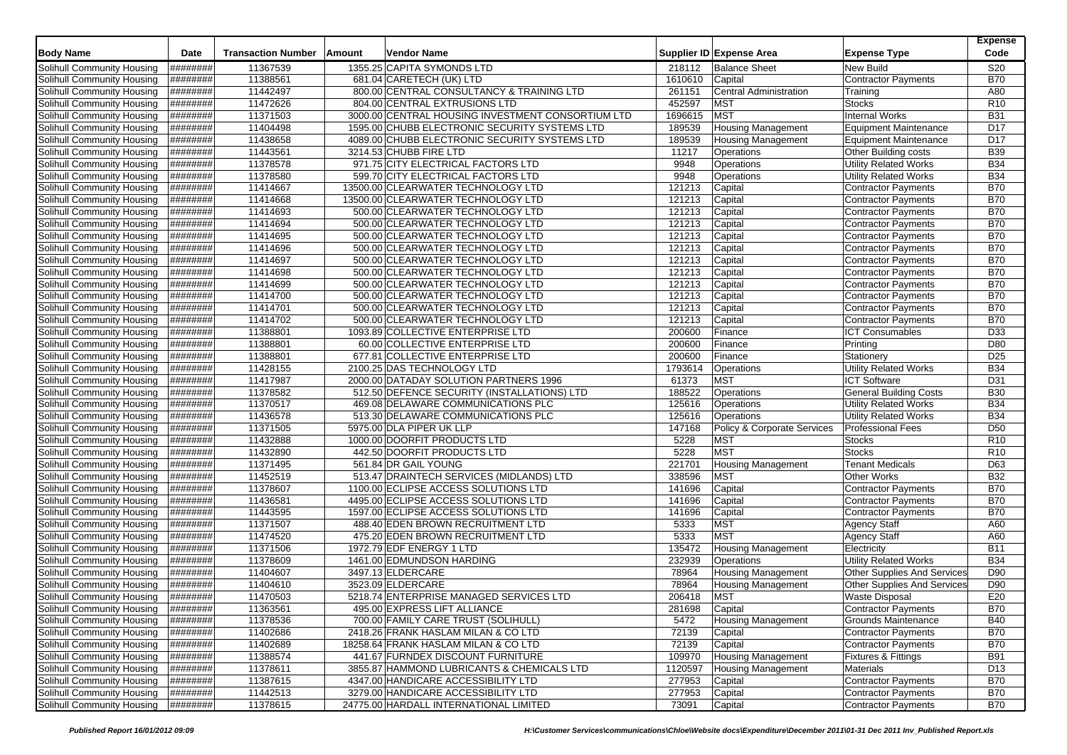| Body Name | Date | Transaction Number | Amount | Vendor Name | Supplier ID | Expense Area | Expense Type | Expense Code |
|---|---|---|---|---|---|---|---|---|
| Solihull Community Housing | ######## | 11367539 | 1355.25 | CAPITA SYMONDS LTD | 218112 | Balance Sheet | New Build | S20 |
| Solihull Community Housing | ######## | 11388561 | 681.04 | CARETECH (UK) LTD | 1610610 | Capital | Contractor Payments | B70 |
| Solihull Community Housing | ######## | 11442497 | 800.00 | CENTRAL CONSULTANCY & TRAINING LTD | 261151 | Central Administration | Training | A80 |
| Solihull Community Housing | ######## | 11472626 | 804.00 | CENTRAL EXTRUSIONS LTD | 452597 | MST | Stocks | R10 |
| Solihull Community Housing | ######## | 11371503 | 3000.00 | CENTRAL HOUSING INVESTMENT CONSORTIUM LTD | 1696615 | MST | Internal Works | B31 |
| Solihull Community Housing | ######## | 11404498 | 1595.00 | CHUBB ELECTRONIC SECURITY SYSTEMS LTD | 189539 | Housing Management | Equipment Maintenance | D17 |
| Solihull Community Housing | ######## | 11438658 | 4089.00 | CHUBB ELECTRONIC SECURITY SYSTEMS LTD | 189539 | Housing Management | Equipment Maintenance | D17 |
| Solihull Community Housing | ######## | 11443561 | 3214.53 | CHUBB FIRE LTD | 11217 | Operations | Other Building costs | B39 |
| Solihull Community Housing | ######## | 11378578 | 971.75 | CITY ELECTRICAL FACTORS LTD | 9948 | Operations | Utility Related Works | B34 |
| Solihull Community Housing | ######## | 11378580 | 599.70 | CITY ELECTRICAL FACTORS LTD | 9948 | Operations | Utility Related Works | B34 |
| Solihull Community Housing | ######## | 11414667 | 13500.00 | CLEARWATER TECHNOLOGY LTD | 121213 | Capital | Contractor Payments | B70 |
| Solihull Community Housing | ######## | 11414668 | 13500.00 | CLEARWATER TECHNOLOGY LTD | 121213 | Capital | Contractor Payments | B70 |
| Solihull Community Housing | ######## | 11414693 | 500.00 | CLEARWATER TECHNOLOGY LTD | 121213 | Capital | Contractor Payments | B70 |
| Solihull Community Housing | ######## | 11414694 | 500.00 | CLEARWATER TECHNOLOGY LTD | 121213 | Capital | Contractor Payments | B70 |
| Solihull Community Housing | ######## | 11414695 | 500.00 | CLEARWATER TECHNOLOGY LTD | 121213 | Capital | Contractor Payments | B70 |
| Solihull Community Housing | ######## | 11414696 | 500.00 | CLEARWATER TECHNOLOGY LTD | 121213 | Capital | Contractor Payments | B70 |
| Solihull Community Housing | ######## | 11414697 | 500.00 | CLEARWATER TECHNOLOGY LTD | 121213 | Capital | Contractor Payments | B70 |
| Solihull Community Housing | ######## | 11414698 | 500.00 | CLEARWATER TECHNOLOGY LTD | 121213 | Capital | Contractor Payments | B70 |
| Solihull Community Housing | ######## | 11414699 | 500.00 | CLEARWATER TECHNOLOGY LTD | 121213 | Capital | Contractor Payments | B70 |
| Solihull Community Housing | ######## | 11414700 | 500.00 | CLEARWATER TECHNOLOGY LTD | 121213 | Capital | Contractor Payments | B70 |
| Solihull Community Housing | ######## | 11414701 | 500.00 | CLEARWATER TECHNOLOGY LTD | 121213 | Capital | Contractor Payments | B70 |
| Solihull Community Housing | ######## | 11414702 | 500.00 | CLEARWATER TECHNOLOGY LTD | 121213 | Capital | Contractor Payments | B70 |
| Solihull Community Housing | ######## | 11388801 | 1093.89 | COLLECTIVE ENTERPRISE LTD | 200600 | Finance | ICT Consumables | D33 |
| Solihull Community Housing | ######## | 11388801 | 60.00 | COLLECTIVE ENTERPRISE LTD | 200600 | Finance | Printing | D80 |
| Solihull Community Housing | ######## | 11388801 | 677.81 | COLLECTIVE ENTERPRISE LTD | 200600 | Finance | Stationery | D25 |
| Solihull Community Housing | ######## | 11428155 | 2100.25 | DAS TECHNOLOGY LTD | 1793614 | Operations | Utility Related Works | B34 |
| Solihull Community Housing | ######## | 11417987 | 2000.00 | DATADAY SOLUTION PARTNERS 1996 | 61373 | MST | ICT Software | D31 |
| Solihull Community Housing | ######## | 11378582 | 512.50 | DEFENCE SECURITY (INSTALLATIONS) LTD | 188522 | Operations | General Building Costs | B30 |
| Solihull Community Housing | ######## | 11370517 | 469.08 | DELAWARE COMMUNICATIONS PLC | 125616 | Operations | Utility Related Works | B34 |
| Solihull Community Housing | ######## | 11436578 | 513.30 | DELAWARE COMMUNICATIONS PLC | 125616 | Operations | Utility Related Works | B34 |
| Solihull Community Housing | ######## | 11371505 | 5975.00 | DLA PIPER UK LLP | 147168 | Policy & Corporate Services | Professional Fees | D50 |
| Solihull Community Housing | ######## | 11432888 | 1000.00 | DOORFIT PRODUCTS LTD | 5228 | MST | Stocks | R10 |
| Solihull Community Housing | ######## | 11432890 | 442.50 | DOORFIT PRODUCTS LTD | 5228 | MST | Stocks | R10 |
| Solihull Community Housing | ######## | 11371495 | 561.84 | DR GAIL YOUNG | 221701 | Housing Management | Tenant Medicals | D63 |
| Solihull Community Housing | ######## | 11452519 | 513.47 | DRAINTECH SERVICES (MIDLANDS) LTD | 338596 | MST | Other Works | B32 |
| Solihull Community Housing | ######## | 11378607 | 1100.00 | ECLIPSE ACCESS SOLUTIONS LTD | 141696 | Capital | Contractor Payments | B70 |
| Solihull Community Housing | ######## | 11436581 | 4495.00 | ECLIPSE ACCESS SOLUTIONS LTD | 141696 | Capital | Contractor Payments | B70 |
| Solihull Community Housing | ######## | 11443595 | 1597.00 | ECLIPSE ACCESS SOLUTIONS LTD | 141696 | Capital | Contractor Payments | B70 |
| Solihull Community Housing | ######## | 11371507 | 488.40 | EDEN BROWN RECRUITMENT LTD | 5333 | MST | Agency Staff | A60 |
| Solihull Community Housing | ######## | 11474520 | 475.20 | EDEN BROWN RECRUITMENT LTD | 5333 | MST | Agency Staff | A60 |
| Solihull Community Housing | ######## | 11371506 | 1972.79 | EDF ENERGY 1 LTD | 135472 | Housing Management | Electricity | B11 |
| Solihull Community Housing | ######## | 11378609 | 1461.00 | EDMUNDSON HARDING | 232939 | Operations | Utility Related Works | B34 |
| Solihull Community Housing | ######## | 11404607 | 3497.13 | ELDERCARE | 78964 | Housing Management | Other Supplies And Services | D90 |
| Solihull Community Housing | ######## | 11404610 | 3523.09 | ELDERCARE | 78964 | Housing Management | Other Supplies And Services | D90 |
| Solihull Community Housing | ######## | 11470503 | 5218.74 | ENTERPRISE MANAGED SERVICES LTD | 206418 | MST | Waste Disposal | E20 |
| Solihull Community Housing | ######## | 11363561 | 495.00 | EXPRESS LIFT ALLIANCE | 281698 | Capital | Contractor Payments | B70 |
| Solihull Community Housing | ######## | 11378536 | 700.00 | FAMILY CARE TRUST (SOLIHULL) | 5472 | Housing Management | Grounds Maintenance | B40 |
| Solihull Community Housing | ######## | 11402686 | 2418.26 | FRANK HASLAM MILAN & CO LTD | 72139 | Capital | Contractor Payments | B70 |
| Solihull Community Housing | ######## | 11402689 | 18258.64 | FRANK HASLAM MILAN & CO LTD | 72139 | Capital | Contractor Payments | B70 |
| Solihull Community Housing | ######## | 11388574 | 441.67 | FURNDEX DISCOUNT FURNITURE | 109970 | Housing Management | Fixtures & Fittings | B91 |
| Solihull Community Housing | ######## | 11378611 | 3855.87 | HAMMOND LUBRICANTS & CHEMICALS LTD | 1120597 | Housing Management | Materials | D13 |
| Solihull Community Housing | ######## | 11387615 | 4347.00 | HANDICARE ACCESSIBILITY LTD | 277953 | Capital | Contractor Payments | B70 |
| Solihull Community Housing | ######## | 11442513 | 3279.00 | HANDICARE ACCESSIBILITY LTD | 277953 | Capital | Contractor Payments | B70 |
| Solihull Community Housing | ######## | 11378615 | 24775.00 | HARDALL INTERNATIONAL LIMITED | 73091 | Capital | Contractor Payments | B70 |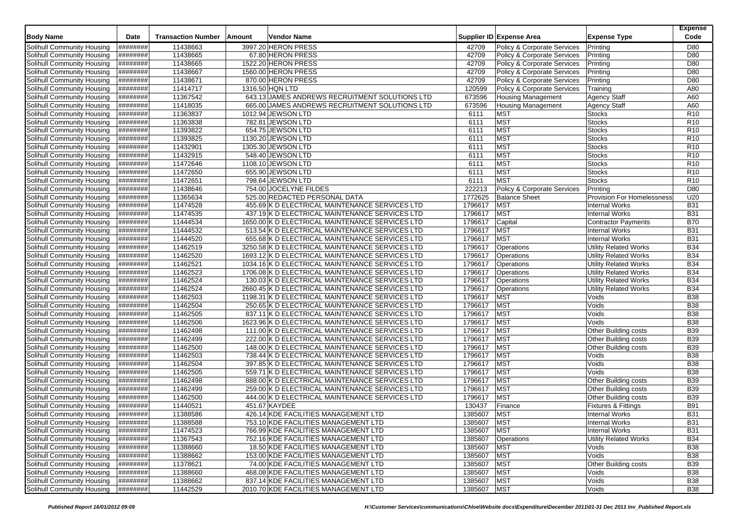| Body Name | Date | Transaction Number | Amount | Vendor Name | Supplier ID | Expense Area | Expense Type | Expense Code |
|---|---|---|---|---|---|---|---|---|
| Solihull Community Housing | ######## | 11438663 | 3997.20 | HERON PRESS | 42709 | Policy & Corporate Services | Printing | D80 |
| Solihull Community Housing | ######## | 11438665 | 67.80 | HERON PRESS | 42709 | Policy & Corporate Services | Printing | D80 |
| Solihull Community Housing | ######## | 11438665 | 1522.20 | HERON PRESS | 42709 | Policy & Corporate Services | Printing | D80 |
| Solihull Community Housing | ######## | 11438667 | 1560.00 | HERON PRESS | 42709 | Policy & Corporate Services | Printing | D80 |
| Solihull Community Housing | ######## | 11438671 | 870.00 | HERON PRESS | 42709 | Policy & Corporate Services | Printing | D80 |
| Solihull Community Housing | ######## | 11414717 | 1316.50 | HQN LTD | 120599 | Policy & Corporate Services | Training | A80 |
| Solihull Community Housing | ######## | 11367542 | 643.13 | JAMES ANDREWS RECRUITMENT SOLUTIONS LTD | 673596 | Housing Management | Agency Staff | A60 |
| Solihull Community Housing | ######## | 11418035 | 665.00 | JAMES ANDREWS RECRUITMENT SOLUTIONS LTD | 673596 | Housing Management | Agency Staff | A60 |
| Solihull Community Housing | ######## | 11363837 | 1012.94 | JEWSON LTD | 6111 | MST | Stocks | R10 |
| Solihull Community Housing | ######## | 11363838 | 782.81 | JEWSON LTD | 6111 | MST | Stocks | R10 |
| Solihull Community Housing | ######## | 11393822 | 654.75 | JEWSON LTD | 6111 | MST | Stocks | R10 |
| Solihull Community Housing | ######## | 11393825 | 1130.20 | JEWSON LTD | 6111 | MST | Stocks | R10 |
| Solihull Community Housing | ######## | 11432901 | 1305.30 | JEWSON LTD | 6111 | MST | Stocks | R10 |
| Solihull Community Housing | ######## | 11432915 | 548.40 | JEWSON LTD | 6111 | MST | Stocks | R10 |
| Solihull Community Housing | ######## | 11472646 | 1108.10 | JEWSON LTD | 6111 | MST | Stocks | R10 |
| Solihull Community Housing | ######## | 11472650 | 655.90 | JEWSON LTD | 6111 | MST | Stocks | R10 |
| Solihull Community Housing | ######## | 11472651 | 798.64 | JEWSON LTD | 6111 | MST | Stocks | R10 |
| Solihull Community Housing | ######## | 11438646 | 754.00 | JOCELYNE FILDES | 222213 | Policy & Corporate Services | Printing | D80 |
| Solihull Community Housing | ######## | 11365634 | 525.00 | REDACTED PERSONAL DATA | 1772625 | Balance Sheet | Provision For Homelessness | U20 |
| Solihull Community Housing | ######## | 11474528 | 455.69 | K D ELECTRICAL MAINTENANCE SERVICES LTD | 1796617 | MST | Internal Works | B31 |
| Solihull Community Housing | ######## | 11474535 | 437.19 | K D ELECTRICAL MAINTENANCE SERVICES LTD | 1796617 | MST | Internal Works | B31 |
| Solihull Community Housing | ######## | 11444534 | 1650.00 | K D ELECTRICAL MAINTENANCE SERVICES LTD | 1796617 | Capital | Contractor Payments | B70 |
| Solihull Community Housing | ######## | 11444532 | 513.54 | K D ELECTRICAL MAINTENANCE SERVICES LTD | 1796617 | MST | Internal Works | B31 |
| Solihull Community Housing | ######## | 11444520 | 655.68 | K D ELECTRICAL MAINTENANCE SERVICES LTD | 1796617 | MST | Internal Works | B31 |
| Solihull Community Housing | ######## | 11462519 | 3250.58 | K D ELECTRICAL MAINTENANCE SERVICES LTD | 1796617 | Operations | Utility Related Works | B34 |
| Solihull Community Housing | ######## | 11462520 | 1693.12 | K D ELECTRICAL MAINTENANCE SERVICES LTD | 1796617 | Operations | Utility Related Works | B34 |
| Solihull Community Housing | ######## | 11462521 | 1034.16 | K D ELECTRICAL MAINTENANCE SERVICES LTD | 1796617 | Operations | Utility Related Works | B34 |
| Solihull Community Housing | ######## | 11462523 | 1706.08 | K D ELECTRICAL MAINTENANCE SERVICES LTD | 1796617 | Operations | Utility Related Works | B34 |
| Solihull Community Housing | ######## | 11462524 | 130.03 | K D ELECTRICAL MAINTENANCE SERVICES LTD | 1796617 | Operations | Utility Related Works | B34 |
| Solihull Community Housing | ######## | 11462524 | 2660.45 | K D ELECTRICAL MAINTENANCE SERVICES LTD | 1796617 | Operations | Utility Related Works | B34 |
| Solihull Community Housing | ######## | 11462503 | 1198.31 | K D ELECTRICAL MAINTENANCE SERVICES LTD | 1796617 | MST | Voids | B38 |
| Solihull Community Housing | ######## | 11462504 | 250.65 | K D ELECTRICAL MAINTENANCE SERVICES LTD | 1796617 | MST | Voids | B38 |
| Solihull Community Housing | ######## | 11462505 | 837.11 | K D ELECTRICAL MAINTENANCE SERVICES LTD | 1796617 | MST | Voids | B38 |
| Solihull Community Housing | ######## | 11462506 | 1623.96 | K D ELECTRICAL MAINTENANCE SERVICES LTD | 1796617 | MST | Voids | B38 |
| Solihull Community Housing | ######## | 11462498 | 111.00 | K D ELECTRICAL MAINTENANCE SERVICES LTD | 1796617 | MST | Other Building costs | B39 |
| Solihull Community Housing | ######## | 11462499 | 222.00 | K D ELECTRICAL MAINTENANCE SERVICES LTD | 1796617 | MST | Other Building costs | B39 |
| Solihull Community Housing | ######## | 11462500 | 148.00 | K D ELECTRICAL MAINTENANCE SERVICES LTD | 1796617 | MST | Other Building costs | B39 |
| Solihull Community Housing | ######## | 11462503 | 738.44 | K D ELECTRICAL MAINTENANCE SERVICES LTD | 1796617 | MST | Voids | B38 |
| Solihull Community Housing | ######## | 11462504 | 397.85 | K D ELECTRICAL MAINTENANCE SERVICES LTD | 1796617 | MST | Voids | B38 |
| Solihull Community Housing | ######## | 11462505 | 559.71 | K D ELECTRICAL MAINTENANCE SERVICES LTD | 1796617 | MST | Voids | B38 |
| Solihull Community Housing | ######## | 11462498 | 888.00 | K D ELECTRICAL MAINTENANCE SERVICES LTD | 1796617 | MST | Other Building costs | B39 |
| Solihull Community Housing | ######## | 11462499 | 259.00 | K D ELECTRICAL MAINTENANCE SERVICES LTD | 1796617 | MST | Other Building costs | B39 |
| Solihull Community Housing | ######## | 11462500 | 444.00 | K D ELECTRICAL MAINTENANCE SERVICES LTD | 1796617 | MST | Other Building costs | B39 |
| Solihull Community Housing | ######## | 11440521 | 451.67 | KAYDEE | 130437 | Finance | Fixtures & Fittings | B91 |
| Solihull Community Housing | ######## | 11388586 | 426.14 | KDE FACILITIES MANAGEMENT LTD | 1385607 | MST | Internal Works | B31 |
| Solihull Community Housing | ######## | 11388588 | 753.10 | KDE FACILITIES MANAGEMENT LTD | 1385607 | MST | Internal Works | B31 |
| Solihull Community Housing | ######## | 11474523 | 766.99 | KDE FACILITIES MANAGEMENT LTD | 1385607 | MST | Internal Works | B31 |
| Solihull Community Housing | ######## | 11367543 | 752.16 | KDE FACILITIES MANAGEMENT LTD | 1385607 | Operations | Utility Related Works | B34 |
| Solihull Community Housing | ######## | 11388660 | 18.50 | KDE FACILITIES MANAGEMENT LTD | 1385607 | MST | Voids | B38 |
| Solihull Community Housing | ######## | 11388662 | 153.00 | KDE FACILITIES MANAGEMENT LTD | 1385607 | MST | Voids | B38 |
| Solihull Community Housing | ######## | 11378621 | 74.00 | KDE FACILITIES MANAGEMENT LTD | 1385607 | MST | Other Building costs | B39 |
| Solihull Community Housing | ######## | 11388660 | 468.08 | KDE FACILITIES MANAGEMENT LTD | 1385607 | MST | Voids | B38 |
| Solihull Community Housing | ######## | 11388662 | 837.14 | KDE FACILITIES MANAGEMENT LTD | 1385607 | MST | Voids | B38 |
| Solihull Community Housing | ######## | 11442529 | 2010.70 | KDE FACILITIES MANAGEMENT LTD | 1385607 | MST | Voids | B38 |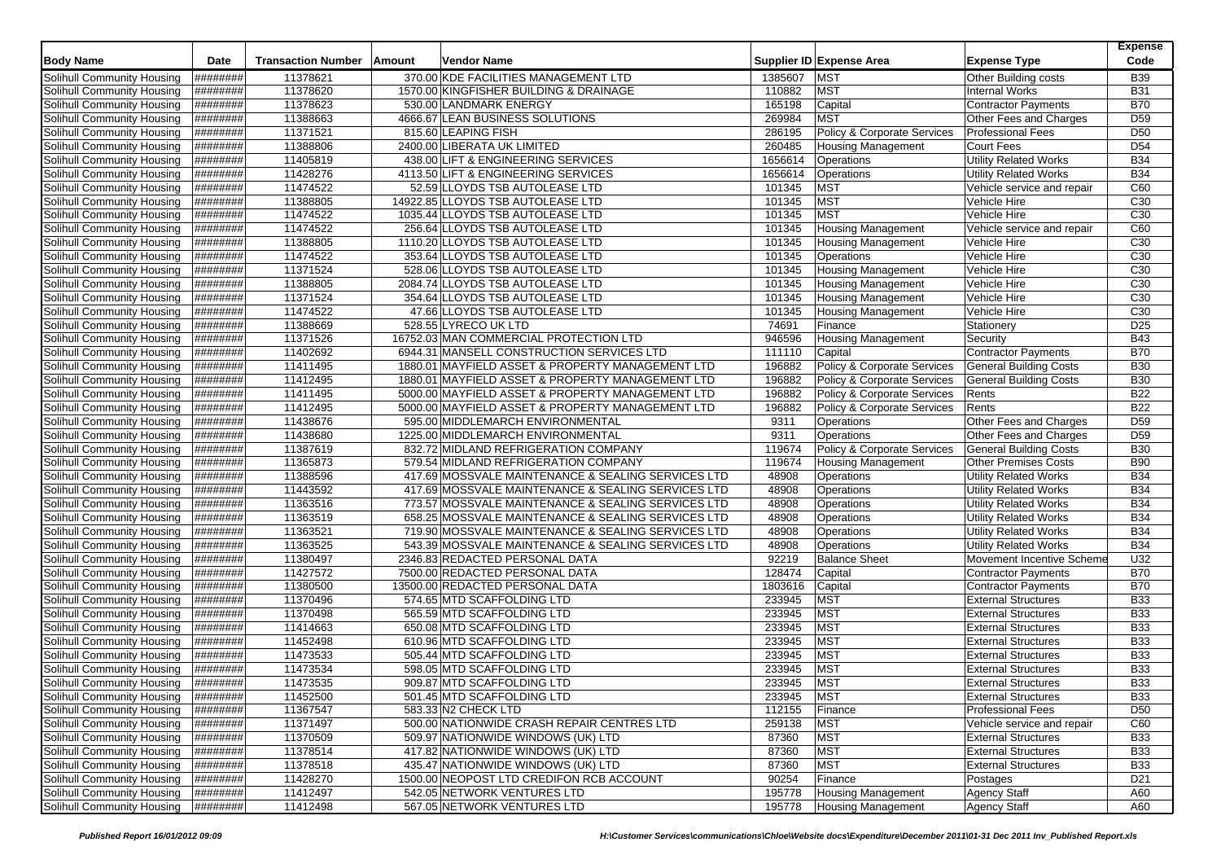| Body Name | Date | Transaction Number | Amount | Vendor Name | Supplier ID | Expense Area | Expense Type | Expense Code |
|---|---|---|---|---|---|---|---|---|
| Solihull Community Housing | ######## | 11378621 | 370.00 | KDE FACILITIES MANAGEMENT LTD | 1385607 | MST | Other Building costs | B39 |
| Solihull Community Housing | ######## | 11378620 | 1570.00 | KINGFISHER BUILDING & DRAINAGE | 110882 | MST | Internal Works | B31 |
| Solihull Community Housing | ######## | 11378623 | 530.00 | LANDMARK ENERGY | 165198 | Capital | Contractor Payments | B70 |
| Solihull Community Housing | ######## | 11388663 | 4666.67 | LEAN BUSINESS SOLUTIONS | 269984 | MST | Other Fees and Charges | D59 |
| Solihull Community Housing | ######## | 11371521 | 815.60 | LEAPING FISH | 286195 | Policy & Corporate Services | Professional Fees | D50 |
| Solihull Community Housing | ######## | 11388806 | 2400.00 | LIBERATA UK LIMITED | 260485 | Housing Management | Court Fees | D54 |
| Solihull Community Housing | ######## | 11405819 | 438.00 | LIFT & ENGINEERING SERVICES | 1656614 | Operations | Utility Related Works | B34 |
| Solihull Community Housing | ######## | 11428276 | 4113.50 | LIFT & ENGINEERING SERVICES | 1656614 | Operations | Utility Related Works | B34 |
| Solihull Community Housing | ######## | 11474522 | 52.59 | LLOYDS TSB AUTOLEASE LTD | 101345 | MST | Vehicle service and repair | C60 |
| Solihull Community Housing | ######## | 11388805 | 14922.85 | LLOYDS TSB AUTOLEASE LTD | 101345 | MST | Vehicle Hire | C30 |
| Solihull Community Housing | ######## | 11474522 | 1035.44 | LLOYDS TSB AUTOLEASE LTD | 101345 | MST | Vehicle Hire | C30 |
| Solihull Community Housing | ######## | 11474522 | 256.64 | LLOYDS TSB AUTOLEASE LTD | 101345 | Housing Management | Vehicle service and repair | C60 |
| Solihull Community Housing | ######## | 11388805 | 1110.20 | LLOYDS TSB AUTOLEASE LTD | 101345 | Housing Management | Vehicle Hire | C30 |
| Solihull Community Housing | ######## | 11474522 | 353.64 | LLOYDS TSB AUTOLEASE LTD | 101345 | Operations | Vehicle Hire | C30 |
| Solihull Community Housing | ######## | 11371524 | 528.06 | LLOYDS TSB AUTOLEASE LTD | 101345 | Housing Management | Vehicle Hire | C30 |
| Solihull Community Housing | ######## | 11388805 | 2084.74 | LLOYDS TSB AUTOLEASE LTD | 101345 | Housing Management | Vehicle Hire | C30 |
| Solihull Community Housing | ######## | 11371524 | 354.64 | LLOYDS TSB AUTOLEASE LTD | 101345 | Housing Management | Vehicle Hire | C30 |
| Solihull Community Housing | ######## | 11474522 | 47.66 | LLOYDS TSB AUTOLEASE LTD | 101345 | Housing Management | Vehicle Hire | C30 |
| Solihull Community Housing | ######## | 11388669 | 528.55 | LYRECO UK LTD | 74691 | Finance | Stationery | D25 |
| Solihull Community Housing | ######## | 11371526 | 16752.03 | MAN COMMERCIAL PROTECTION LTD | 946596 | Housing Management | Security | B43 |
| Solihull Community Housing | ######## | 11402692 | 6944.31 | MANSELL CONSTRUCTION SERVICES LTD | 111110 | Capital | Contractor Payments | B70 |
| Solihull Community Housing | ######## | 11411495 | 1880.01 | MAYFIELD ASSET & PROPERTY MANAGEMENT LTD | 196882 | Policy & Corporate Services | General Building Costs | B30 |
| Solihull Community Housing | ######## | 11412495 | 1880.01 | MAYFIELD ASSET & PROPERTY MANAGEMENT LTD | 196882 | Policy & Corporate Services | General Building Costs | B30 |
| Solihull Community Housing | ######## | 11411495 | 5000.00 | MAYFIELD ASSET & PROPERTY MANAGEMENT LTD | 196882 | Policy & Corporate Services | Rents | B22 |
| Solihull Community Housing | ######## | 11412495 | 5000.00 | MAYFIELD ASSET & PROPERTY MANAGEMENT LTD | 196882 | Policy & Corporate Services | Rents | B22 |
| Solihull Community Housing | ######## | 11438676 | 595.00 | MIDDLEMARCH ENVIRONMENTAL | 9311 | Operations | Other Fees and Charges | D59 |
| Solihull Community Housing | ######## | 11438680 | 1225.00 | MIDDLEMARCH ENVIRONMENTAL | 9311 | Operations | Other Fees and Charges | D59 |
| Solihull Community Housing | ######## | 11387619 | 832.72 | MIDLAND REFRIGERATION COMPANY | 119674 | Policy & Corporate Services | General Building Costs | B30 |
| Solihull Community Housing | ######## | 11365873 | 579.54 | MIDLAND REFRIGERATION COMPANY | 119674 | Housing Management | Other Premises Costs | B90 |
| Solihull Community Housing | ######## | 11388596 | 417.69 | MOSSVALE MAINTENANCE & SEALING SERVICES LTD | 48908 | Operations | Utility Related Works | B34 |
| Solihull Community Housing | ######## | 11443592 | 417.69 | MOSSVALE MAINTENANCE & SEALING SERVICES LTD | 48908 | Operations | Utility Related Works | B34 |
| Solihull Community Housing | ######## | 11363516 | 773.57 | MOSSVALE MAINTENANCE & SEALING SERVICES LTD | 48908 | Operations | Utility Related Works | B34 |
| Solihull Community Housing | ######## | 11363519 | 658.25 | MOSSVALE MAINTENANCE & SEALING SERVICES LTD | 48908 | Operations | Utility Related Works | B34 |
| Solihull Community Housing | ######## | 11363521 | 719.90 | MOSSVALE MAINTENANCE & SEALING SERVICES LTD | 48908 | Operations | Utility Related Works | B34 |
| Solihull Community Housing | ######## | 11363525 | 543.39 | MOSSVALE MAINTENANCE & SEALING SERVICES LTD | 48908 | Operations | Utility Related Works | B34 |
| Solihull Community Housing | ######## | 11380497 | 2346.83 | REDACTED PERSONAL DATA | 92219 | Balance Sheet | Movement Incentive Scheme | U32 |
| Solihull Community Housing | ######## | 11427572 | 7500.00 | REDACTED PERSONAL DATA | 128474 | Capital | Contractor Payments | B70 |
| Solihull Community Housing | ######## | 11380500 | 13500.00 | REDACTED PERSONAL DATA | 1803616 | Capital | Contractor Payments | B70 |
| Solihull Community Housing | ######## | 11370496 | 574.65 | MTD SCAFFOLDING LTD | 233945 | MST | External Structures | B33 |
| Solihull Community Housing | ######## | 11370498 | 565.59 | MTD SCAFFOLDING LTD | 233945 | MST | External Structures | B33 |
| Solihull Community Housing | ######## | 11414663 | 650.08 | MTD SCAFFOLDING LTD | 233945 | MST | External Structures | B33 |
| Solihull Community Housing | ######## | 11452498 | 610.96 | MTD SCAFFOLDING LTD | 233945 | MST | External Structures | B33 |
| Solihull Community Housing | ######## | 11473533 | 505.44 | MTD SCAFFOLDING LTD | 233945 | MST | External Structures | B33 |
| Solihull Community Housing | ######## | 11473534 | 598.05 | MTD SCAFFOLDING LTD | 233945 | MST | External Structures | B33 |
| Solihull Community Housing | ######## | 11473535 | 909.87 | MTD SCAFFOLDING LTD | 233945 | MST | External Structures | B33 |
| Solihull Community Housing | ######## | 11452500 | 501.45 | MTD SCAFFOLDING LTD | 233945 | MST | External Structures | B33 |
| Solihull Community Housing | ######## | 11367547 | 583.33 | N2 CHECK LTD | 112155 | Finance | Professional Fees | D50 |
| Solihull Community Housing | ######## | 11371497 | 500.00 | NATIONWIDE CRASH REPAIR CENTRES LTD | 259138 | MST | Vehicle service and repair | C60 |
| Solihull Community Housing | ######## | 11370509 | 509.97 | NATIONWIDE WINDOWS (UK) LTD | 87360 | MST | External Structures | B33 |
| Solihull Community Housing | ######## | 11378514 | 417.82 | NATIONWIDE WINDOWS (UK) LTD | 87360 | MST | External Structures | B33 |
| Solihull Community Housing | ######## | 11378518 | 435.47 | NATIONWIDE WINDOWS (UK) LTD | 87360 | MST | External Structures | B33 |
| Solihull Community Housing | ######## | 11428270 | 1500.00 | NEOPOST LTD CREDIFON RCB ACCOUNT | 90254 | Finance | Postages | D21 |
| Solihull Community Housing | ######## | 11412497 | 542.05 | NETWORK VENTURES LTD | 195778 | Housing Management | Agency Staff | A60 |
| Solihull Community Housing | ######## | 11412498 | 567.05 | NETWORK VENTURES LTD | 195778 | Housing Management | Agency Staff | A60 |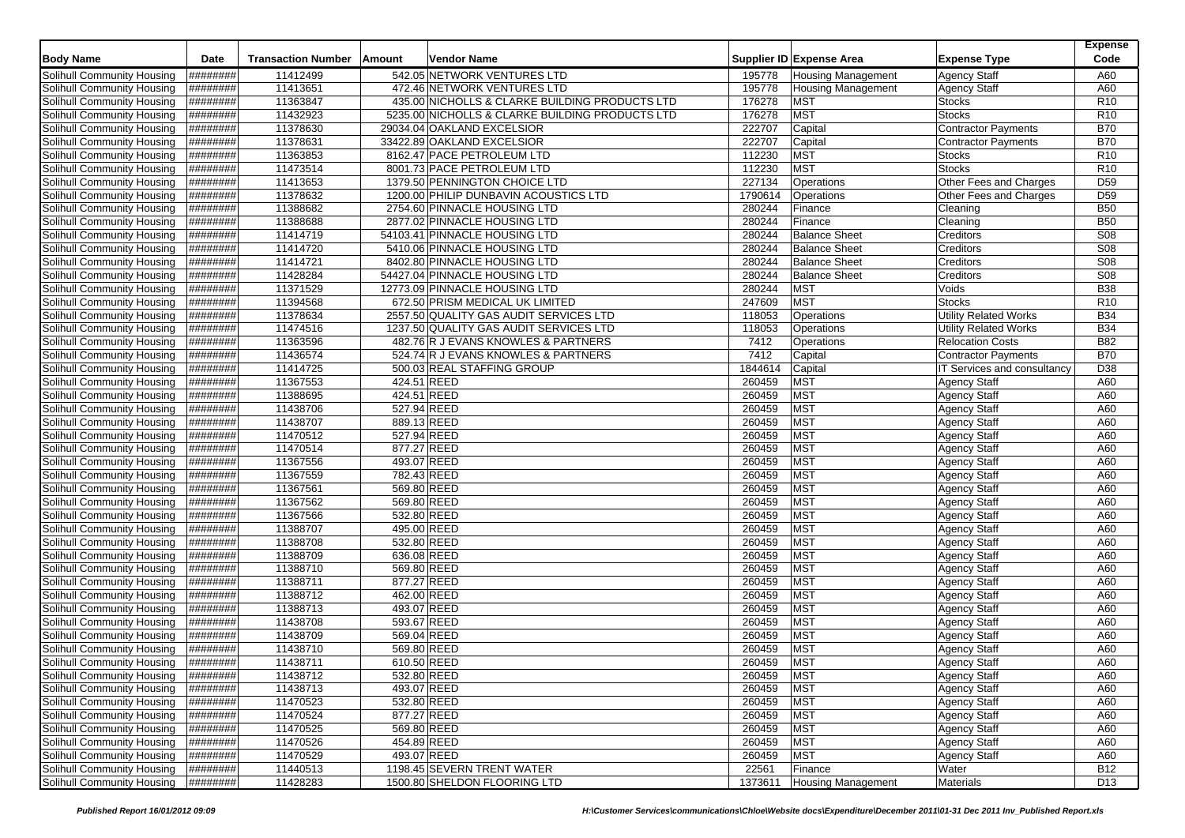| Body Name | Date | Transaction Number | Amount | Vendor Name | Supplier ID | Expense Area | Expense Type | Expense Code |
|---|---|---|---|---|---|---|---|---|
| Solihull Community Housing | ######## | 11412499 | 542.05 | NETWORK VENTURES LTD | 195778 | Housing Management | Agency Staff | A60 |
| Solihull Community Housing | ######## | 11413651 | 472.46 | NETWORK VENTURES LTD | 195778 | Housing Management | Agency Staff | A60 |
| Solihull Community Housing | ######## | 11363847 | 435.00 | NICHOLLS & CLARKE BUILDING PRODUCTS LTD | 176278 | MST | Stocks | R10 |
| Solihull Community Housing | ######## | 11432923 | 5235.00 | NICHOLLS & CLARKE BUILDING PRODUCTS LTD | 176278 | MST | Stocks | R10 |
| Solihull Community Housing | ######## | 11378630 | 29034.04 | OAKLAND EXCELSIOR | 222707 | Capital | Contractor Payments | B70 |
| Solihull Community Housing | ######## | 11378631 | 33422.89 | OAKLAND EXCELSIOR | 222707 | Capital | Contractor Payments | B70 |
| Solihull Community Housing | ######## | 11363853 | 8162.47 | PACE PETROLEUM LTD | 112230 | MST | Stocks | R10 |
| Solihull Community Housing | ######## | 11473514 | 8001.73 | PACE PETROLEUM LTD | 112230 | MST | Stocks | R10 |
| Solihull Community Housing | ######## | 11413653 | 1379.50 | PENNINGTON CHOICE LTD | 227134 | Operations | Other Fees and Charges | D59 |
| Solihull Community Housing | ######## | 11378632 | 1200.00 | PHILIP DUNBAVIN ACOUSTICS LTD | 1790614 | Operations | Other Fees and Charges | D59 |
| Solihull Community Housing | ######## | 11388682 | 2754.60 | PINNACLE HOUSING LTD | 280244 | Finance | Cleaning | B50 |
| Solihull Community Housing | ######## | 11388688 | 2877.02 | PINNACLE HOUSING LTD | 280244 | Finance | Cleaning | B50 |
| Solihull Community Housing | ######## | 11414719 | 54103.41 | PINNACLE HOUSING LTD | 280244 | Balance Sheet | Creditors | S08 |
| Solihull Community Housing | ######## | 11414720 | 5410.06 | PINNACLE HOUSING LTD | 280244 | Balance Sheet | Creditors | S08 |
| Solihull Community Housing | ######## | 11414721 | 8402.80 | PINNACLE HOUSING LTD | 280244 | Balance Sheet | Creditors | S08 |
| Solihull Community Housing | ######## | 11428284 | 54427.04 | PINNACLE HOUSING LTD | 280244 | Balance Sheet | Creditors | S08 |
| Solihull Community Housing | ######## | 11371529 | 12773.09 | PINNACLE HOUSING LTD | 280244 | MST | Voids | B38 |
| Solihull Community Housing | ######## | 11394568 | 672.50 | PRISM MEDICAL UK LIMITED | 247609 | MST | Stocks | R10 |
| Solihull Community Housing | ######## | 11378634 | 2557.50 | QUALITY GAS AUDIT SERVICES LTD | 118053 | Operations | Utility Related Works | B34 |
| Solihull Community Housing | ######## | 11474516 | 1237.50 | QUALITY GAS AUDIT SERVICES LTD | 118053 | Operations | Utility Related Works | B34 |
| Solihull Community Housing | ######## | 11363596 | 482.76 | R J EVANS KNOWLES & PARTNERS | 7412 | Operations | Relocation Costs | B82 |
| Solihull Community Housing | ######## | 11436574 | 524.74 | R J EVANS KNOWLES & PARTNERS | 7412 | Capital | Contractor Payments | B70 |
| Solihull Community Housing | ######## | 11414725 | 500.03 | REAL STAFFING GROUP | 1844614 | Capital | IT Services and consultancy | D38 |
| Solihull Community Housing | ######## | 11367553 | 424.51 | REED | 260459 | MST | Agency Staff | A60 |
| Solihull Community Housing | ######## | 11388695 | 424.51 | REED | 260459 | MST | Agency Staff | A60 |
| Solihull Community Housing | ######## | 11438706 | 527.94 | REED | 260459 | MST | Agency Staff | A60 |
| Solihull Community Housing | ######## | 11438707 | 889.13 | REED | 260459 | MST | Agency Staff | A60 |
| Solihull Community Housing | ######## | 11470512 | 527.94 | REED | 260459 | MST | Agency Staff | A60 |
| Solihull Community Housing | ######## | 11470514 | 877.27 | REED | 260459 | MST | Agency Staff | A60 |
| Solihull Community Housing | ######## | 11367556 | 493.07 | REED | 260459 | MST | Agency Staff | A60 |
| Solihull Community Housing | ######## | 11367559 | 782.43 | REED | 260459 | MST | Agency Staff | A60 |
| Solihull Community Housing | ######## | 11367561 | 569.80 | REED | 260459 | MST | Agency Staff | A60 |
| Solihull Community Housing | ######## | 11367562 | 569.80 | REED | 260459 | MST | Agency Staff | A60 |
| Solihull Community Housing | ######## | 11367566 | 532.80 | REED | 260459 | MST | Agency Staff | A60 |
| Solihull Community Housing | ######## | 11388707 | 495.00 | REED | 260459 | MST | Agency Staff | A60 |
| Solihull Community Housing | ######## | 11388708 | 532.80 | REED | 260459 | MST | Agency Staff | A60 |
| Solihull Community Housing | ######## | 11388709 | 636.08 | REED | 260459 | MST | Agency Staff | A60 |
| Solihull Community Housing | ######## | 11388710 | 569.80 | REED | 260459 | MST | Agency Staff | A60 |
| Solihull Community Housing | ######## | 11388711 | 877.27 | REED | 260459 | MST | Agency Staff | A60 |
| Solihull Community Housing | ######## | 11388712 | 462.00 | REED | 260459 | MST | Agency Staff | A60 |
| Solihull Community Housing | ######## | 11388713 | 493.07 | REED | 260459 | MST | Agency Staff | A60 |
| Solihull Community Housing | ######## | 11438708 | 593.67 | REED | 260459 | MST | Agency Staff | A60 |
| Solihull Community Housing | ######## | 11438709 | 569.04 | REED | 260459 | MST | Agency Staff | A60 |
| Solihull Community Housing | ######## | 11438710 | 569.80 | REED | 260459 | MST | Agency Staff | A60 |
| Solihull Community Housing | ######## | 11438711 | 610.50 | REED | 260459 | MST | Agency Staff | A60 |
| Solihull Community Housing | ######## | 11438712 | 532.80 | REED | 260459 | MST | Agency Staff | A60 |
| Solihull Community Housing | ######## | 11438713 | 493.07 | REED | 260459 | MST | Agency Staff | A60 |
| Solihull Community Housing | ######## | 11470523 | 532.80 | REED | 260459 | MST | Agency Staff | A60 |
| Solihull Community Housing | ######## | 11470524 | 877.27 | REED | 260459 | MST | Agency Staff | A60 |
| Solihull Community Housing | ######## | 11470525 | 569.80 | REED | 260459 | MST | Agency Staff | A60 |
| Solihull Community Housing | ######## | 11470526 | 454.89 | REED | 260459 | MST | Agency Staff | A60 |
| Solihull Community Housing | ######## | 11470529 | 493.07 | REED | 260459 | MST | Agency Staff | A60 |
| Solihull Community Housing | ######## | 11440513 | 1198.45 | SEVERN TRENT WATER | 22561 | Finance | Water | B12 |
| Solihull Community Housing | ######## | 11428283 | 1500.80 | SHELDON FLOORING LTD | 1373611 | Housing Management | Materials | D13 |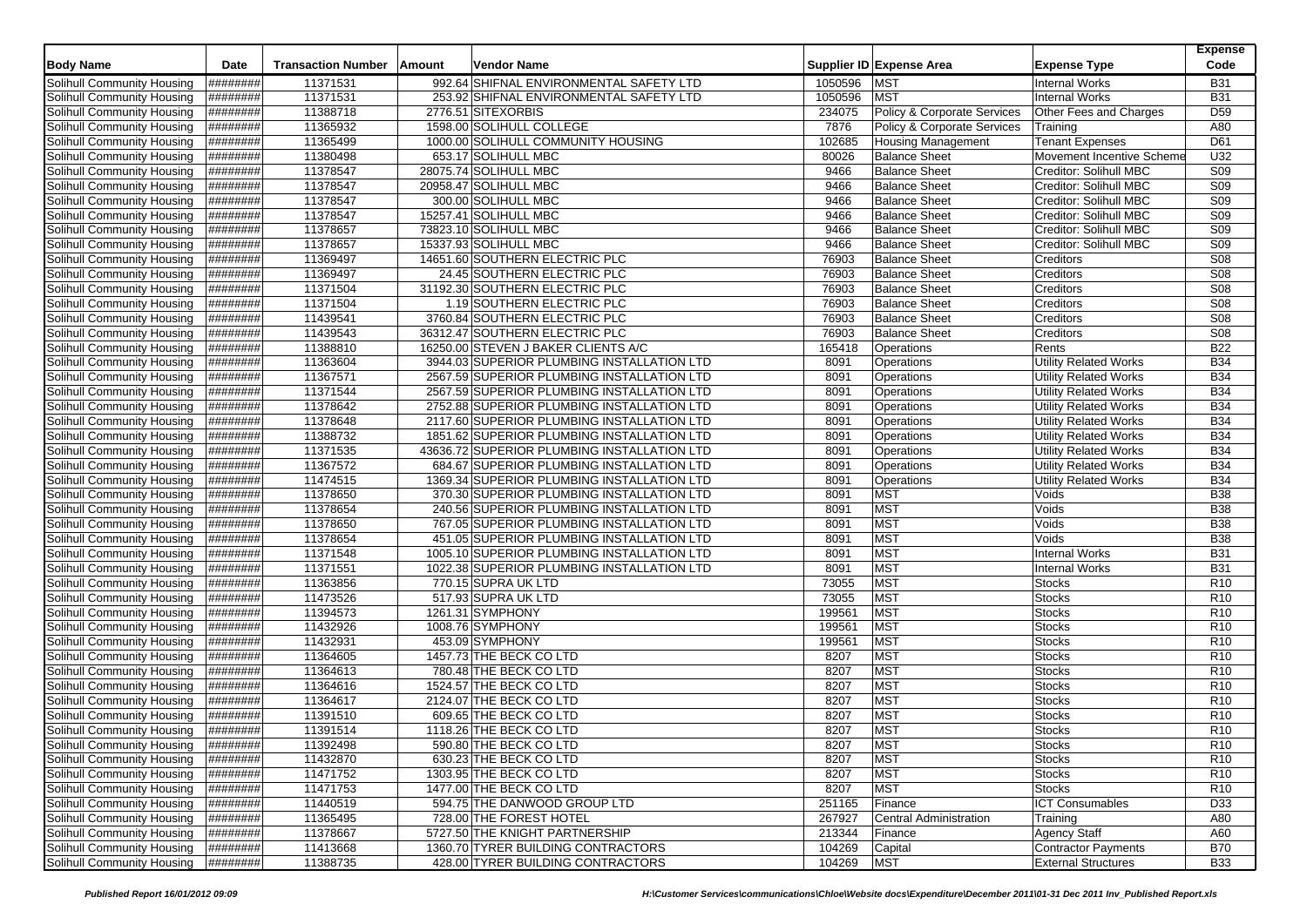| Body Name | Date | Transaction Number | Amount | Vendor Name | Supplier ID | Expense Area | Expense Type | Expense Code |
|---|---|---|---|---|---|---|---|---|
| Solihull Community Housing | ######## | 11371531 | 992.64 | SHIFNAL ENVIRONMENTAL SAFETY LTD | 1050596 | MST | Internal Works | B31 |
| Solihull Community Housing | ######## | 11371531 | 253.92 | SHIFNAL ENVIRONMENTAL SAFETY LTD | 1050596 | MST | Internal Works | B31 |
| Solihull Community Housing | ######## | 11388718 | 2776.51 | SITEXORBIS | 234075 | Policy & Corporate Services | Other Fees and Charges | D59 |
| Solihull Community Housing | ######## | 11365932 | 1598.00 | SOLIHULL COLLEGE | 7876 | Policy & Corporate Services | Training | A80 |
| Solihull Community Housing | ######## | 11365499 | 1000.00 | SOLIHULL COMMUNITY HOUSING | 102685 | Housing Management | Tenant Expenses | D61 |
| Solihull Community Housing | ######## | 11380498 | 653.17 | SOLIHULL MBC | 80026 | Balance Sheet | Movement Incentive Scheme | U32 |
| Solihull Community Housing | ######## | 11378547 | 28075.74 | SOLIHULL MBC | 9466 | Balance Sheet | Creditor: Solihull MBC | S09 |
| Solihull Community Housing | ######## | 11378547 | 20958.47 | SOLIHULL MBC | 9466 | Balance Sheet | Creditor: Solihull MBC | S09 |
| Solihull Community Housing | ######## | 11378547 | 300.00 | SOLIHULL MBC | 9466 | Balance Sheet | Creditor: Solihull MBC | S09 |
| Solihull Community Housing | ######## | 11378547 | 15257.41 | SOLIHULL MBC | 9466 | Balance Sheet | Creditor: Solihull MBC | S09 |
| Solihull Community Housing | ######## | 11378657 | 73823.10 | SOLIHULL MBC | 9466 | Balance Sheet | Creditor: Solihull MBC | S09 |
| Solihull Community Housing | ######## | 11378657 | 15337.93 | SOLIHULL MBC | 9466 | Balance Sheet | Creditor: Solihull MBC | S09 |
| Solihull Community Housing | ######## | 11369497 | 14651.60 | SOUTHERN ELECTRIC PLC | 76903 | Balance Sheet | Creditors | S08 |
| Solihull Community Housing | ######## | 11369497 | 24.45 | SOUTHERN ELECTRIC PLC | 76903 | Balance Sheet | Creditors | S08 |
| Solihull Community Housing | ######## | 11371504 | 31192.30 | SOUTHERN ELECTRIC PLC | 76903 | Balance Sheet | Creditors | S08 |
| Solihull Community Housing | ######## | 11371504 | 1.19 | SOUTHERN ELECTRIC PLC | 76903 | Balance Sheet | Creditors | S08 |
| Solihull Community Housing | ######## | 11439541 | 3760.84 | SOUTHERN ELECTRIC PLC | 76903 | Balance Sheet | Creditors | S08 |
| Solihull Community Housing | ######## | 11439543 | 36312.47 | SOUTHERN ELECTRIC PLC | 76903 | Balance Sheet | Creditors | S08 |
| Solihull Community Housing | ######## | 11388810 | 16250.00 | STEVEN J BAKER CLIENTS A/C | 165418 | Operations | Rents | B22 |
| Solihull Community Housing | ######## | 11363604 | 3944.03 | SUPERIOR PLUMBING INSTALLATION LTD | 8091 | Operations | Utility Related Works | B34 |
| Solihull Community Housing | ######## | 11367571 | 2567.59 | SUPERIOR PLUMBING INSTALLATION LTD | 8091 | Operations | Utility Related Works | B34 |
| Solihull Community Housing | ######## | 11371544 | 2567.59 | SUPERIOR PLUMBING INSTALLATION LTD | 8091 | Operations | Utility Related Works | B34 |
| Solihull Community Housing | ######## | 11378642 | 2752.88 | SUPERIOR PLUMBING INSTALLATION LTD | 8091 | Operations | Utility Related Works | B34 |
| Solihull Community Housing | ######## | 11378648 | 2117.60 | SUPERIOR PLUMBING INSTALLATION LTD | 8091 | Operations | Utility Related Works | B34 |
| Solihull Community Housing | ######## | 11388732 | 1851.62 | SUPERIOR PLUMBING INSTALLATION LTD | 8091 | Operations | Utility Related Works | B34 |
| Solihull Community Housing | ######## | 11371535 | 43636.72 | SUPERIOR PLUMBING INSTALLATION LTD | 8091 | Operations | Utility Related Works | B34 |
| Solihull Community Housing | ######## | 11367572 | 684.67 | SUPERIOR PLUMBING INSTALLATION LTD | 8091 | Operations | Utility Related Works | B34 |
| Solihull Community Housing | ######## | 11474515 | 1369.34 | SUPERIOR PLUMBING INSTALLATION LTD | 8091 | Operations | Utility Related Works | B34 |
| Solihull Community Housing | ######## | 11378650 | 370.30 | SUPERIOR PLUMBING INSTALLATION LTD | 8091 | MST | Voids | B38 |
| Solihull Community Housing | ######## | 11378654 | 240.56 | SUPERIOR PLUMBING INSTALLATION LTD | 8091 | MST | Voids | B38 |
| Solihull Community Housing | ######## | 11378650 | 767.05 | SUPERIOR PLUMBING INSTALLATION LTD | 8091 | MST | Voids | B38 |
| Solihull Community Housing | ######## | 11378654 | 451.05 | SUPERIOR PLUMBING INSTALLATION LTD | 8091 | MST | Voids | B38 |
| Solihull Community Housing | ######## | 11371548 | 1005.10 | SUPERIOR PLUMBING INSTALLATION LTD | 8091 | MST | Internal Works | B31 |
| Solihull Community Housing | ######## | 11371551 | 1022.38 | SUPERIOR PLUMBING INSTALLATION LTD | 8091 | MST | Internal Works | B31 |
| Solihull Community Housing | ######## | 11363856 | 770.15 | SUPRA UK LTD | 73055 | MST | Stocks | R10 |
| Solihull Community Housing | ######## | 11473526 | 517.93 | SUPRA UK LTD | 73055 | MST | Stocks | R10 |
| Solihull Community Housing | ######## | 11394573 | 1261.31 | SYMPHONY | 199561 | MST | Stocks | R10 |
| Solihull Community Housing | ######## | 11432926 | 1008.76 | SYMPHONY | 199561 | MST | Stocks | R10 |
| Solihull Community Housing | ######## | 11432931 | 453.09 | SYMPHONY | 199561 | MST | Stocks | R10 |
| Solihull Community Housing | ######## | 11364605 | 1457.73 | THE BECK CO LTD | 8207 | MST | Stocks | R10 |
| Solihull Community Housing | ######## | 11364613 | 780.48 | THE BECK CO LTD | 8207 | MST | Stocks | R10 |
| Solihull Community Housing | ######## | 11364616 | 1524.57 | THE BECK CO LTD | 8207 | MST | Stocks | R10 |
| Solihull Community Housing | ######## | 11364617 | 2124.07 | THE BECK CO LTD | 8207 | MST | Stocks | R10 |
| Solihull Community Housing | ######## | 11391510 | 609.65 | THE BECK CO LTD | 8207 | MST | Stocks | R10 |
| Solihull Community Housing | ######## | 11391514 | 1118.26 | THE BECK CO LTD | 8207 | MST | Stocks | R10 |
| Solihull Community Housing | ######## | 11392498 | 590.80 | THE BECK CO LTD | 8207 | MST | Stocks | R10 |
| Solihull Community Housing | ######## | 11432870 | 630.23 | THE BECK CO LTD | 8207 | MST | Stocks | R10 |
| Solihull Community Housing | ######## | 11471752 | 1303.95 | THE BECK CO LTD | 8207 | MST | Stocks | R10 |
| Solihull Community Housing | ######## | 11471753 | 1477.00 | THE BECK CO LTD | 8207 | MST | Stocks | R10 |
| Solihull Community Housing | ######## | 11440519 | 594.75 | THE DANWOOD GROUP LTD | 251165 | Finance | ICT Consumables | D33 |
| Solihull Community Housing | ######## | 11365495 | 728.00 | THE FOREST HOTEL | 267927 | Central Administration | Training | A80 |
| Solihull Community Housing | ######## | 11378667 | 5727.50 | THE KNIGHT PARTNERSHIP | 213344 | Finance | Agency Staff | A60 |
| Solihull Community Housing | ######## | 11413668 | 1360.70 | TYRER BUILDING CONTRACTORS | 104269 | Capital | Contractor Payments | B70 |
| Solihull Community Housing | ######## | 11388735 | 428.00 | TYRER BUILDING CONTRACTORS | 104269 | MST | External Structures | B33 |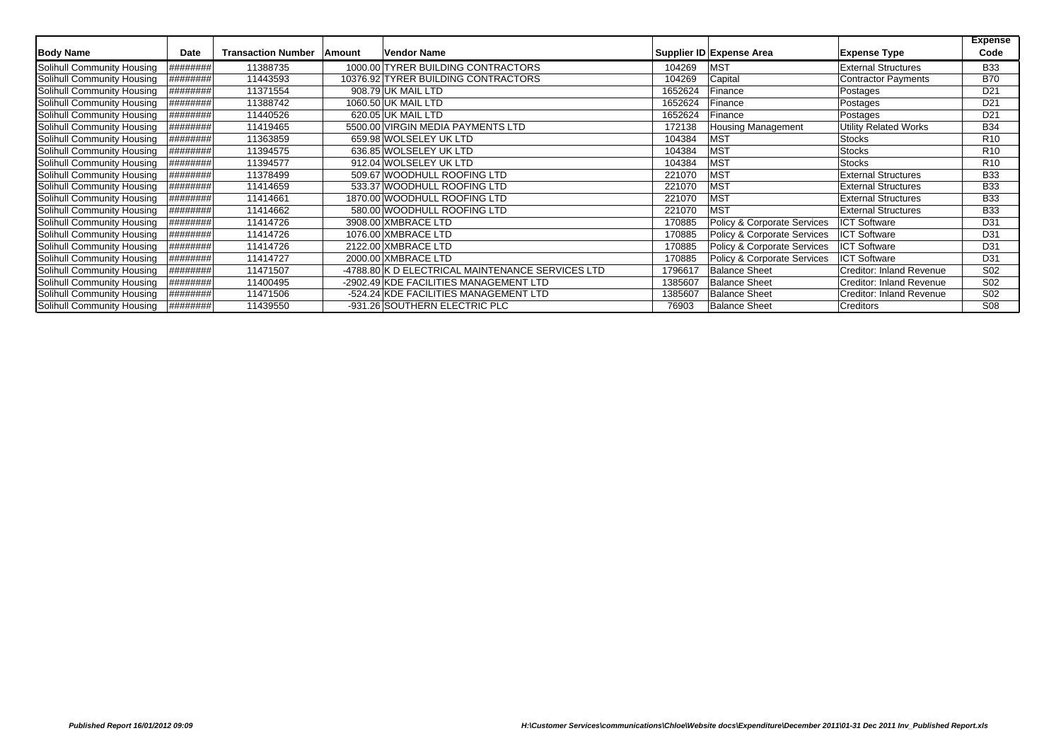| Body Name | Date | Transaction Number | Amount | Vendor Name | Supplier ID | Expense Area | Expense Type | Expense Code |
|---|---|---|---|---|---|---|---|---|
| Solihull Community Housing | ######## | 11388735 | 1000.00 | TYRER BUILDING CONTRACTORS | 104269 | MST | External Structures | B33 |
| Solihull Community Housing | ######## | 11443593 | 10376.92 | TYRER BUILDING CONTRACTORS | 104269 | Capital | Contractor Payments | B70 |
| Solihull Community Housing | ######## | 11371554 | 908.79 | UK MAIL LTD | 1652624 | Finance | Postages | D21 |
| Solihull Community Housing | ######## | 11388742 | 1060.50 | UK MAIL LTD | 1652624 | Finance | Postages | D21 |
| Solihull Community Housing | ######## | 11440526 | 620.05 | UK MAIL LTD | 1652624 | Finance | Postages | D21 |
| Solihull Community Housing | ######## | 11419465 | 5500.00 | VIRGIN MEDIA PAYMENTS LTD | 172138 | Housing Management | Utility Related Works | B34 |
| Solihull Community Housing | ######## | 11363859 | 659.98 | WOLSELEY UK LTD | 104384 | MST | Stocks | R10 |
| Solihull Community Housing | ######## | 11394575 | 636.85 | WOLSELEY UK LTD | 104384 | MST | Stocks | R10 |
| Solihull Community Housing | ######## | 11394577 | 912.04 | WOLSELEY UK LTD | 104384 | MST | Stocks | R10 |
| Solihull Community Housing | ######## | 11378499 | 509.67 | WOODHULL ROOFING LTD | 221070 | MST | External Structures | B33 |
| Solihull Community Housing | ######## | 11414659 | 533.37 | WOODHULL ROOFING LTD | 221070 | MST | External Structures | B33 |
| Solihull Community Housing | ######## | 11414661 | 1870.00 | WOODHULL ROOFING LTD | 221070 | MST | External Structures | B33 |
| Solihull Community Housing | ######## | 11414662 | 580.00 | WOODHULL ROOFING LTD | 221070 | MST | External Structures | B33 |
| Solihull Community Housing | ######## | 11414726 | 3908.00 | XMBRACE LTD | 170885 | Policy & Corporate Services | ICT Software | D31 |
| Solihull Community Housing | ######## | 11414726 | 1076.00 | XMBRACE LTD | 170885 | Policy & Corporate Services | ICT Software | D31 |
| Solihull Community Housing | ######## | 11414726 | 2122.00 | XMBRACE LTD | 170885 | Policy & Corporate Services | ICT Software | D31 |
| Solihull Community Housing | ######## | 11414727 | 2000.00 | XMBRACE LTD | 170885 | Policy & Corporate Services | ICT Software | D31 |
| Solihull Community Housing | ######## | 11471507 | -4788.80 | K D ELECTRICAL MAINTENANCE SERVICES LTD | 1796617 | Balance Sheet | Creditor: Inland Revenue | S02 |
| Solihull Community Housing | ######## | 11400495 | -2902.49 | KDE FACILITIES MANAGEMENT LTD | 1385607 | Balance Sheet | Creditor: Inland Revenue | S02 |
| Solihull Community Housing | ######## | 11471506 | -524.24 | KDE FACILITIES MANAGEMENT LTD | 1385607 | Balance Sheet | Creditor: Inland Revenue | S02 |
| Solihull Community Housing | ######## | 11439550 | -931.26 | SOUTHERN ELECTRIC PLC | 76903 | Balance Sheet | Creditors | S08 |

*Published Report 16/01/2012 09:09*

*H:\Customer Services\communications\Chloe\Website docs\Expenditure\December 2011\01-31 Dec 2011 Inv_Published Report.xls*